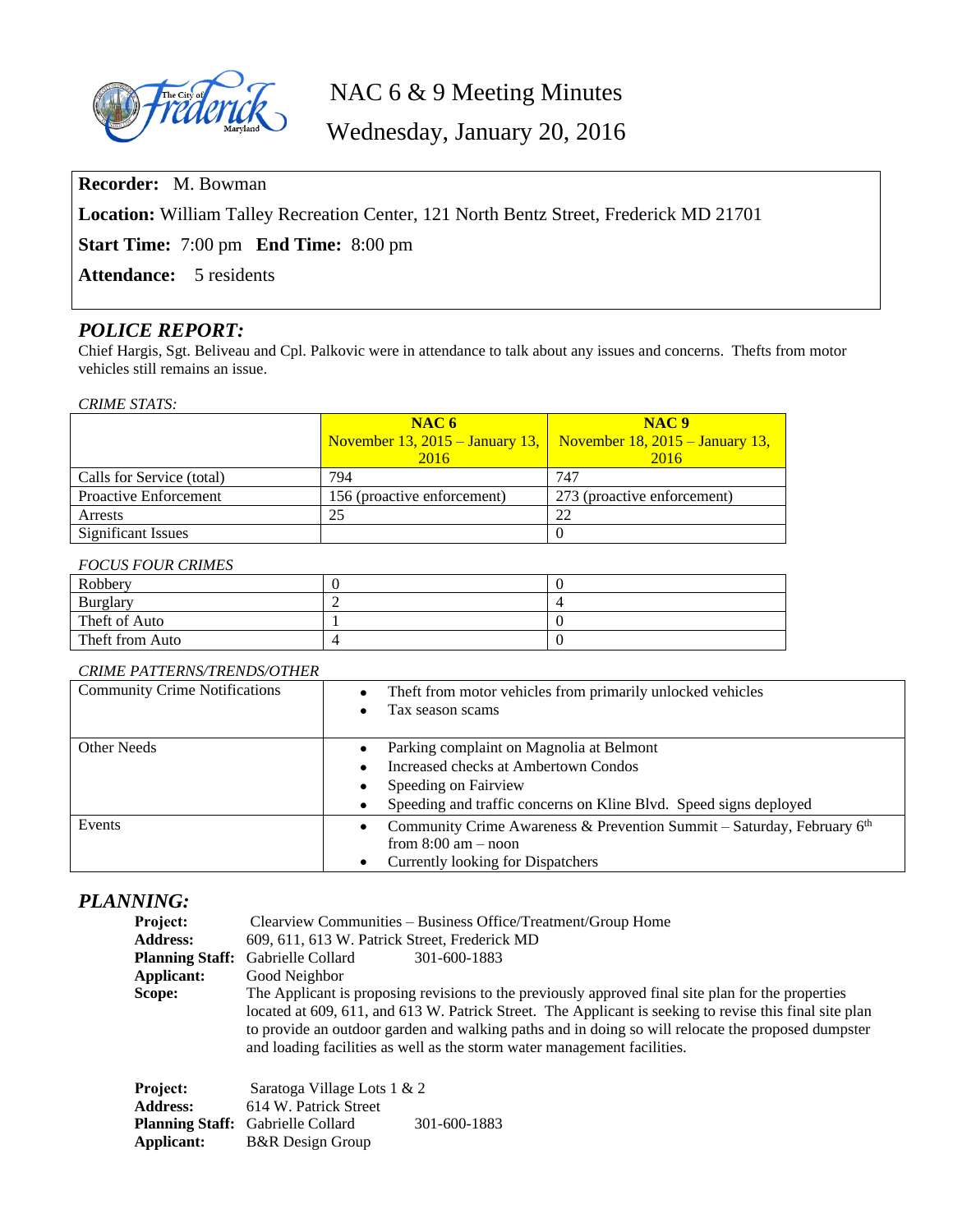# NAC 6 & 9 Meeting Minutes

## Wednesday, January 20, 2016

**Recorder:** M. Bowman

**Location:** William Talley Recreation Center, 121 North Bentz Street, Frederick MD 21701

**Start Time:** 7:00 pm **End Time:** 8:00 pm

**Attendance:** 5 residents

## *POLICE REPORT:*

Chief Hargis, Sgt. Beliveau and Cpl. Palkovic were in attendance to talk about any issues and concerns. Thefts from motor vehicles still remains an issue.

*CRIME STATS:*

| | **NAC 6** November 13, 2015 – January 13, 2016 | **NAC 9** November 18, 2015 – January 13, 2016 |
|---|---|---|
| Calls for Service (total) | 794 | 747 |
| Proactive Enforcement | 156 (proactive enforcement) | 273 (proactive enforcement) |
| Arrests | 25 | 22 |
| Significant Issues | | 0 |

*FOCUS FOUR CRIMES*

| | | |
|---|---|---|
| Robbery | 0 | 0 |
| Burglary | 2 | 4 |
| Theft of Auto | 1 | 0 |
| Theft from Auto | 4 | 0 |

*CRIME PATTERNS/TRENDS/OTHER*

| | |
|---|---|
| Community Crime Notifications | • Theft from motor vehicles from primarily unlocked vehicles<br>• Tax season scams |
| Other Needs | • Parking complaint on Magnolia at Belmont<br>• Increased checks at Ambertown Condos<br>• Speeding on Fairview<br>• Speeding and traffic concerns on Kline Blvd. Speed signs deployed |
| Events | • Community Crime Awareness & Prevention Summit – Saturday, February 6th from 8:00 am – noon<br>• Currently looking for Dispatchers |

## *PLANNING:*

**Project:** Clearview Communities – Business Office/Treatment/Group Home
**Address:** 609, 611, 613 W. Patrick Street, Frederick MD
**Planning Staff:** Gabrielle Collard 301-600-1883
**Applicant:** Good Neighbor
**Scope:** The Applicant is proposing revisions to the previously approved final site plan for the properties located at 609, 611, and 613 W. Patrick Street. The Applicant is seeking to revise this final site plan to provide an outdoor garden and walking paths and in doing so will relocate the proposed dumpster and loading facilities as well as the storm water management facilities.

**Project:** Saratoga Village Lots 1 & 2
**Address:** 614 W. Patrick Street
**Planning Staff:** Gabrielle Collard 301-600-1883
**Applicant:** B&R Design Group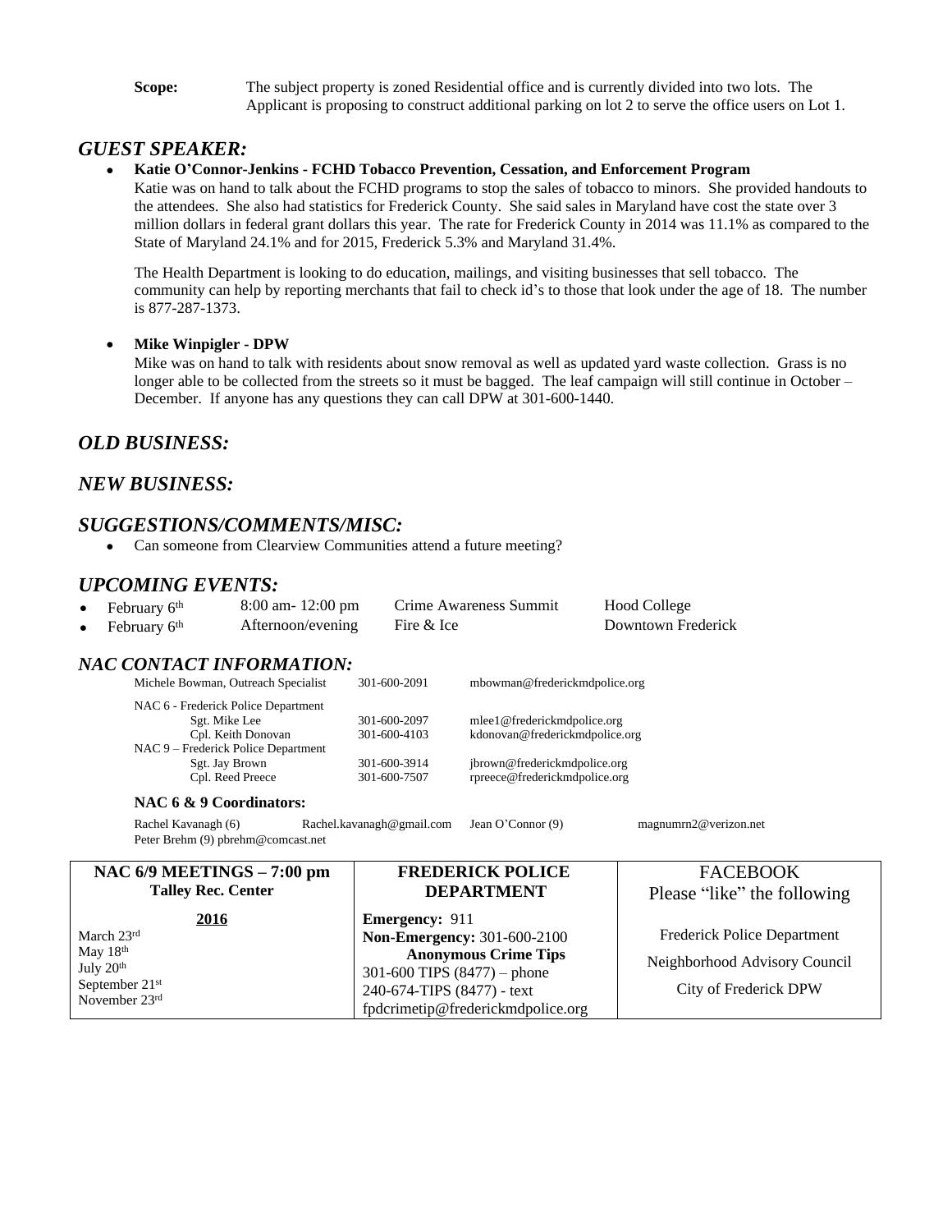**Scope:** The subject property is zoned Residential office and is currently divided into two lots. The Applicant is proposing to construct additional parking on lot 2 to serve the office users on Lot 1.

## *GUEST SPEAKER:*

- **Katie O'Connor-Jenkins - FCHD Tobacco Prevention, Cessation, and Enforcement Program**
  Katie was on hand to talk about the FCHD programs to stop the sales of tobacco to minors. She provided handouts to the attendees. She also had statistics for Frederick County. She said sales in Maryland have cost the state over 3 million dollars in federal grant dollars this year. The rate for Frederick County in 2014 was 11.1% as compared to the State of Maryland 24.1% and for 2015, Frederick 5.3% and Maryland 31.4%.

  The Health Department is looking to do education, mailings, and visiting businesses that sell tobacco. The community can help by reporting merchants that fail to check id's to those that look under the age of 18. The number is 877-287-1373.

- **Mike Winpigler - DPW**
  Mike was on hand to talk with residents about snow removal as well as updated yard waste collection. Grass is no longer able to be collected from the streets so it must be bagged. The leaf campaign will still continue in October – December. If anyone has any questions they can call DPW at 301-600-1440.

## *OLD BUSINESS:*

## *NEW BUSINESS:*

## *SUGGESTIONS/COMMENTS/MISC:*

- Can someone from Clearview Communities attend a future meeting?

## *UPCOMING EVENTS:*

| | | | |
|---|---|---|---|
| • February 6th | 8:00 am- 12:00 pm | Crime Awareness Summit | Hood College |
| • February 6th | Afternoon/evening | Fire & Ice | Downtown Frederick |

## *NAC CONTACT INFORMATION:*

| | | |
|---|---|---|
| Michele Bowman, Outreach Specialist | 301-600-2091 | mbowman@frederickmdpolice.org |
| NAC 6 - Frederick Police Department | | |
| Sgt. Mike Lee | 301-600-2097 | mlee1@frederickmdpolice.org |
| Cpl. Keith Donovan | 301-600-4103 | kdonovan@frederickmdpolice.org |
| NAC 9 – Frederick Police Department | | |
| Sgt. Jay Brown | 301-600-3914 | jbrown@frederickmdpolice.org |
| Cpl. Reed Preece | 301-600-7507 | rpreece@frederickmdpolice.org |

**NAC 6 & 9 Coordinators:**

Rachel Kavanagh (6) Rachel.kavanagh@gmail.com Jean O'Connor (9) magnumrn2@verizon.net
Peter Brehm (9) pbrehm@comcast.net

| **NAC 6/9 MEETINGS – 7:00 pm Talley Rec. Center** | **FREDERICK POLICE DEPARTMENT** | FACEBOOK Please "like" the following |
|---|---|---|
| **2016** March 23rd May 18th July 20th September 21st November 23rd | **Emergency:** 911 **Non-Emergency:** 301-600-2100 **Anonymous Crime Tips** 301-600 TIPS (8477) – phone 240-674-TIPS (8477) - text fpdcrimetip@frederickmdpolice.org | Frederick Police Department Neighborhood Advisory Council City of Frederick DPW |